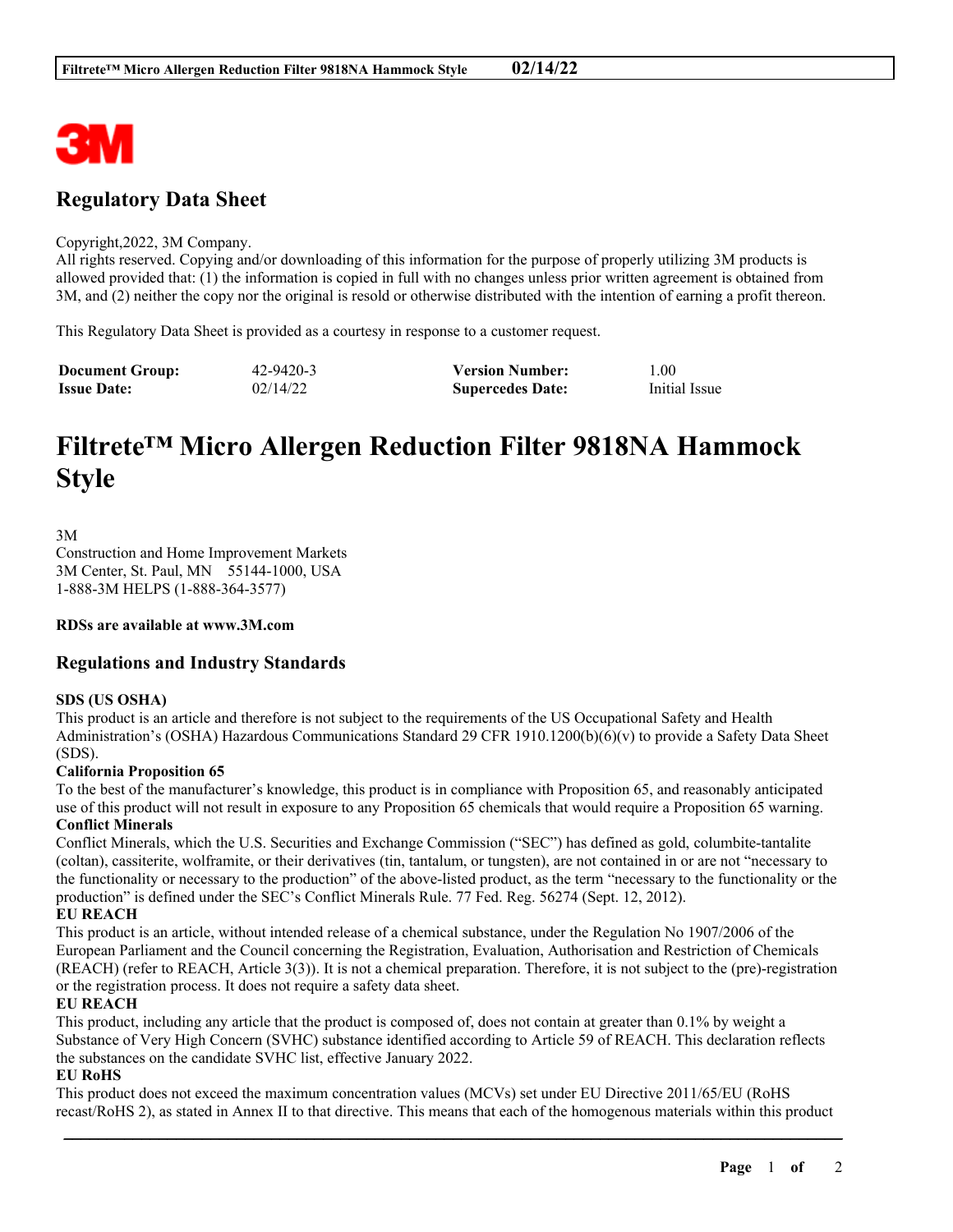## Regulatory Data Sheet

Copyright,2022, 3M Company.
All rights reserved. Copying and/or downloading of this information for the purpose of properly utilizing 3M products is allowed provided that: (1) the information is copied in full with no changes unless prior written agreement is obtained from 3M, and (2) neither the copy nor the original is resold or otherwise distributed with the intention of earning a profit thereon.

This Regulatory Data Sheet is provided as a courtesy in response to a customer request.

| **Document Group:** | 42-9420-3 | **Version Number:** | 1.00 |
|---|---|---|---|
| **Issue Date:** | 02/14/22 | **Supercedes Date:** | Initial Issue |

# Filtrete™ Micro Allergen Reduction Filter 9818NA Hammock Style

3M
Construction and Home Improvement Markets
3M Center, St. Paul, MN 55144-1000, USA
1-888-3M HELPS (1-888-364-3577)

**RDSs are available at www.3M.com**

## Regulations and Industry Standards

**SDS (US OSHA)**
This product is an article and therefore is not subject to the requirements of the US Occupational Safety and Health Administration's (OSHA) Hazardous Communications Standard 29 CFR 1910.1200(b)(6)(v) to provide a Safety Data Sheet (SDS).

**California Proposition 65**
To the best of the manufacturer's knowledge, this product is in compliance with Proposition 65, and reasonably anticipated use of this product will not result in exposure to any Proposition 65 chemicals that would require a Proposition 65 warning.

**Conflict Minerals**
Conflict Minerals, which the U.S. Securities and Exchange Commission ("SEC") has defined as gold, columbite-tantalite (coltan), cassiterite, wolframite, or their derivatives (tin, tantalum, or tungsten), are not contained in or are not "necessary to the functionality or necessary to the production" of the above-listed product, as the term "necessary to the functionality or the production" is defined under the SEC's Conflict Minerals Rule. 77 Fed. Reg. 56274 (Sept. 12, 2012).

**EU REACH**
This product is an article, without intended release of a chemical substance, under the Regulation No 1907/2006 of the European Parliament and the Council concerning the Registration, Evaluation, Authorisation and Restriction of Chemicals (REACH) (refer to REACH, Article 3(3)). It is not a chemical preparation. Therefore, it is not subject to the (pre)-registration or the registration process. It does not require a safety data sheet.

**EU REACH**
This product, including any article that the product is composed of, does not contain at greater than 0.1% by weight a Substance of Very High Concern (SVHC) substance identified according to Article 59 of REACH. This declaration reflects the substances on the candidate SVHC list, effective January 2022.

**EU RoHS**
This product does not exceed the maximum concentration values (MCVs) set under EU Directive 2011/65/EU (RoHS recast/RoHS 2), as stated in Annex II to that directive. This means that each of the homogenous materials within this product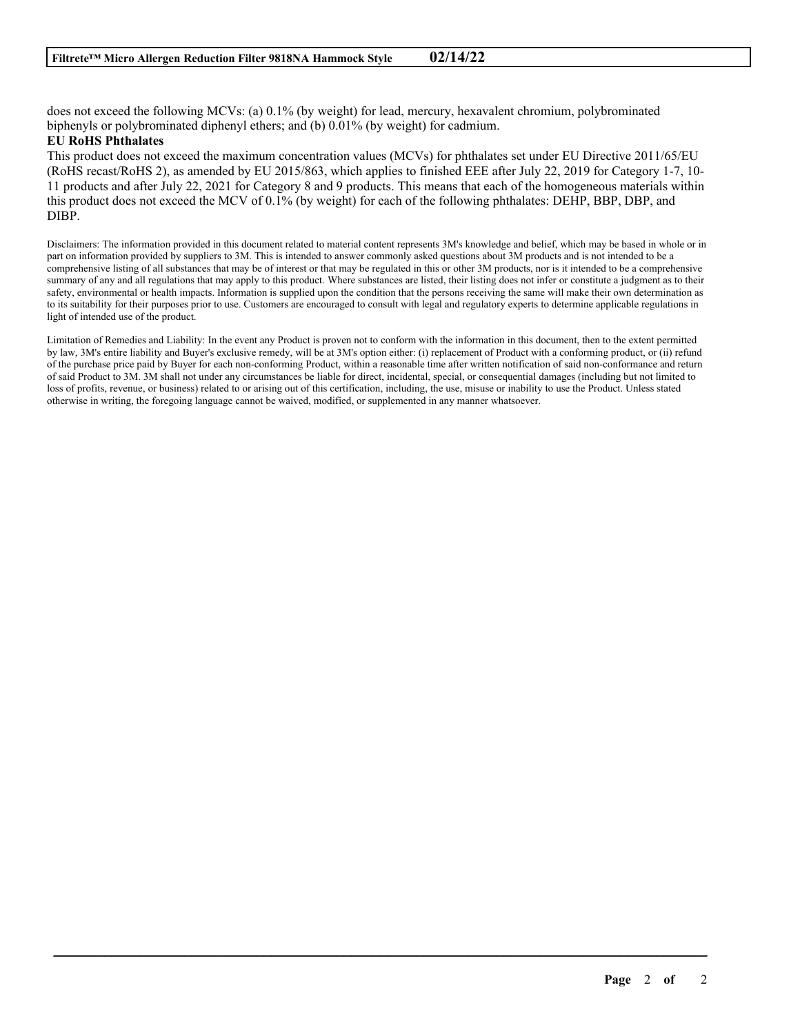does not exceed the following MCVs: (a) 0.1% (by weight) for lead, mercury, hexavalent chromium, polybrominated biphenyls or polybrominated diphenyl ethers; and (b) 0.01% (by weight) for cadmium.

**EU RoHS Phthalates**

This product does not exceed the maximum concentration values (MCVs) for phthalates set under EU Directive 2011/65/EU (RoHS recast/RoHS 2), as amended by EU 2015/863, which applies to finished EEE after July 22, 2019 for Category 1-7, 10-11 products and after July 22, 2021 for Category 8 and 9 products. This means that each of the homogeneous materials within this product does not exceed the MCV of 0.1% (by weight) for each of the following phthalates: DEHP, BBP, DBP, and DIBP.

Disclaimers: The information provided in this document related to material content represents 3M's knowledge and belief, which may be based in whole or in part on information provided by suppliers to 3M. This is intended to answer commonly asked questions about 3M products and is not intended to be a comprehensive listing of all substances that may be of interest or that may be regulated in this or other 3M products, nor is it intended to be a comprehensive summary of any and all regulations that may apply to this product. Where substances are listed, their listing does not infer or constitute a judgment as to their safety, environmental or health impacts. Information is supplied upon the condition that the persons receiving the same will make their own determination as to its suitability for their purposes prior to use. Customers are encouraged to consult with legal and regulatory experts to determine applicable regulations in light of intended use of the product.

Limitation of Remedies and Liability: In the event any Product is proven not to conform with the information in this document, then to the extent permitted by law, 3M's entire liability and Buyer's exclusive remedy, will be at 3M's option either: (i) replacement of Product with a conforming product, or (ii) refund of the purchase price paid by Buyer for each non-conforming Product, within a reasonable time after written notification of said non-conformance and return of said Product to 3M. 3M shall not under any circumstances be liable for direct, incidental, special, or consequential damages (including but not limited to loss of profits, revenue, or business) related to or arising out of this certification, including, the use, misuse or inability to use the Product. Unless stated otherwise in writing, the foregoing language cannot be waived, modified, or supplemented in any manner whatsoever.